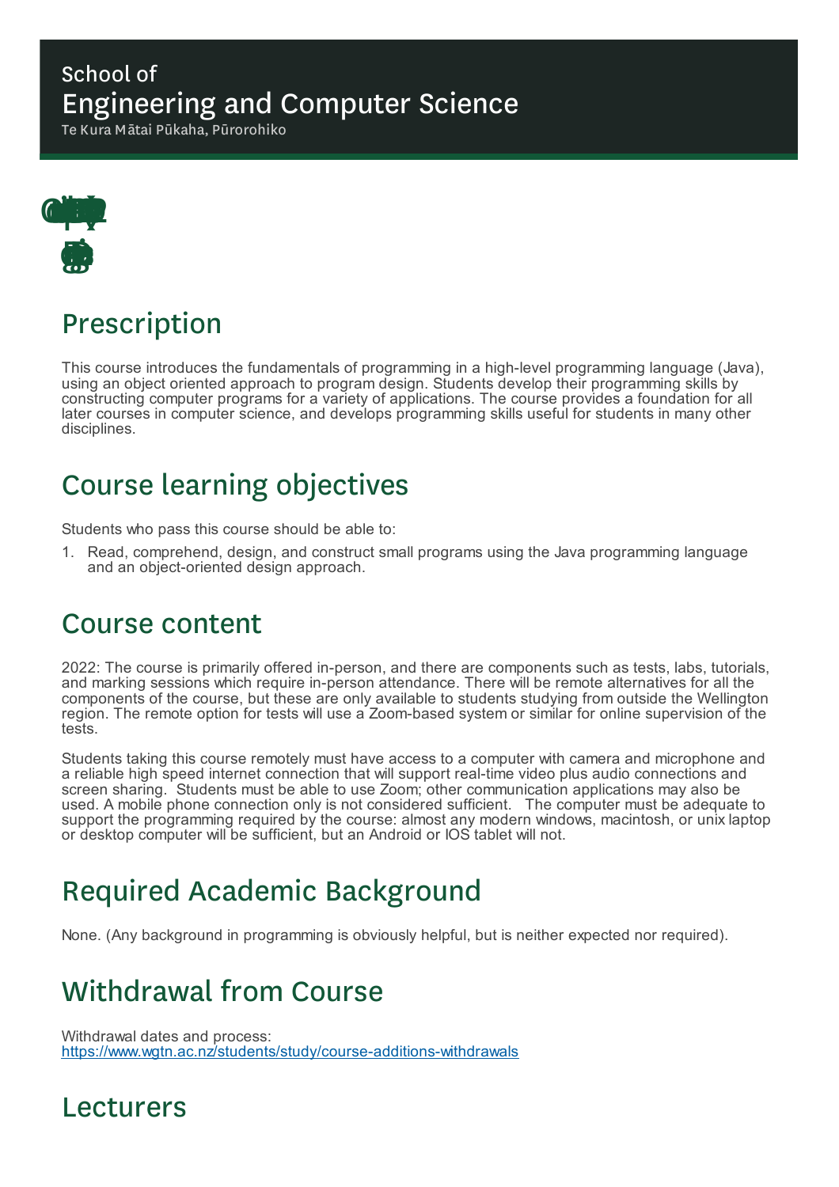School of

# Engineering and Computer Science

Te Kura Mātai Pūkaha, Pūrorohiko

## Prescription

This course introduces the fundamentals of programming in a high-level programming language (Java), using an object oriented approach to program design. Students develop their programming skills by constructing computer programs for a variety of applications. The course provides a foundation for all later courses in computer science, and develops programming skills useful for students in many other disciplines.

## Course learning objectives

Students who pass this course should be able to:

1. Read, comprehend, design, and construct small programs using the Java programming language and an object-oriented design approach.

## Course content

2022: The course is primarily offered in-person, and there are components such as tests, labs, tutorials, and marking sessions which require in-person attendance. There will be remote alternatives for all the components of the course, but these are only available to students studying from outside the Wellington region. The remote option for tests will use a Zoom-based system or similar for online supervision of the tests.

Students taking this course remotely must have access to a computer with camera and microphone and a reliable high speed internet connection that will support real-time video plus audio connections and screen sharing. Students must be able to use Zoom; other communication applications may also be used. A mobile phone connection only is not considered sufficient. The computer must be adequate to support the programming required by the course: almost any modern windows, macintosh, or unix laptop or desktop computer will be sufficient, but an Android or IOS tablet will not.

## Required Academic Background

None. (Any background in programming is obviously helpful, but is neither expected nor required).

## Withdrawal from Course

Withdrawal dates and process:
https://www.wgtn.ac.nz/students/study/course-additions-withdrawals

## Lecturers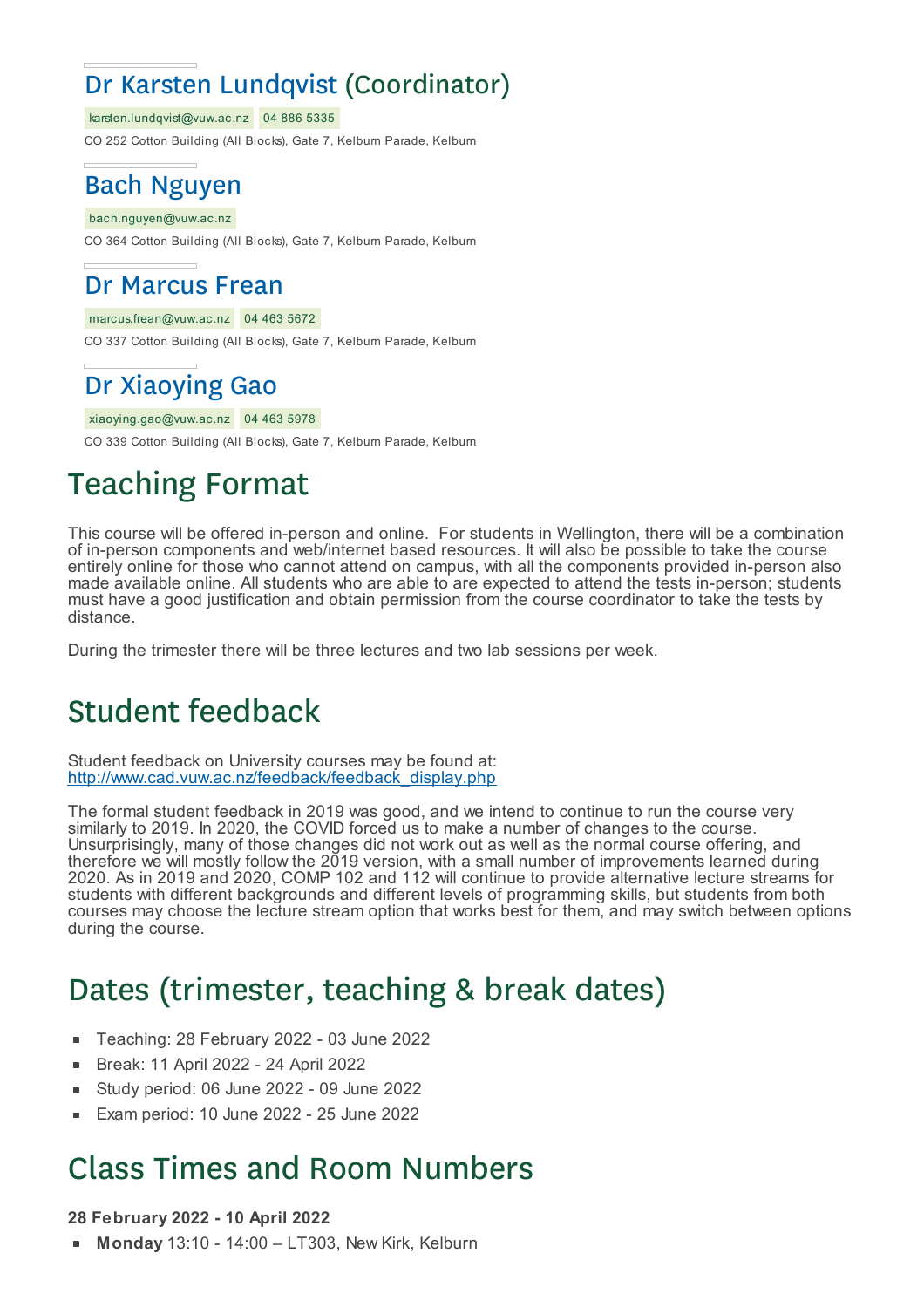## Dr Karsten Lundqvist (Coordinator)

karsten.lundqvist@vuw.ac.nz 04 886 5335

CO 252 Cotton Building (All Blocks), Gate 7, Kelburn Parade, Kelburn

## Bach Nguyen

bach.nguyen@vuw.ac.nz

CO 364 Cotton Building (All Blocks), Gate 7, Kelburn Parade, Kelburn

## Dr Marcus Frean

marcus.frean@vuw.ac.nz 04 463 5672

CO 337 Cotton Building (All Blocks), Gate 7, Kelburn Parade, Kelburn

## Dr Xiaoying Gao

xiaoying.gao@vuw.ac.nz 04 463 5978

CO 339 Cotton Building (All Blocks), Gate 7, Kelburn Parade, Kelburn

# Teaching Format

This course will be offered in-person and online. For students in Wellington, there will be a combination of in-person components and web/internet based resources. It will also be possible to take the course entirely online for those who cannot attend on campus, with all the components provided in-person also made available online. All students who are able to are expected to attend the tests in-person; students must have a good justification and obtain permission from the course coordinator to take the tests by distance.

During the trimester there will be three lectures and two lab sessions per week.

# Student feedback

Student feedback on University courses may be found at: http://www.cad.vuw.ac.nz/feedback/feedback_display.php

The formal student feedback in 2019 was good, and we intend to continue to run the course very similarly to 2019. In 2020, the COVID forced us to make a number of changes to the course. Unsurprisingly, many of those changes did not work out as well as the normal course offering, and therefore we will mostly follow the 2019 version, with a small number of improvements learned during 2020. As in 2019 and 2020, COMP 102 and 112 will continue to provide alternative lecture streams for students with different backgrounds and different levels of programming skills, but students from both courses may choose the lecture stream option that works best for them, and may switch between options during the course.

# Dates (trimester, teaching & break dates)

- Teaching: 28 February 2022 - 03 June 2022
- Break: 11 April 2022 - 24 April 2022
- Study period: 06 June 2022 - 09 June 2022
- Exam period: 10 June 2022 - 25 June 2022

# Class Times and Room Numbers

**28 February 2022 - 10 April 2022**

- **Monday** 13:10 - 14:00 – LT303, New Kirk, Kelburn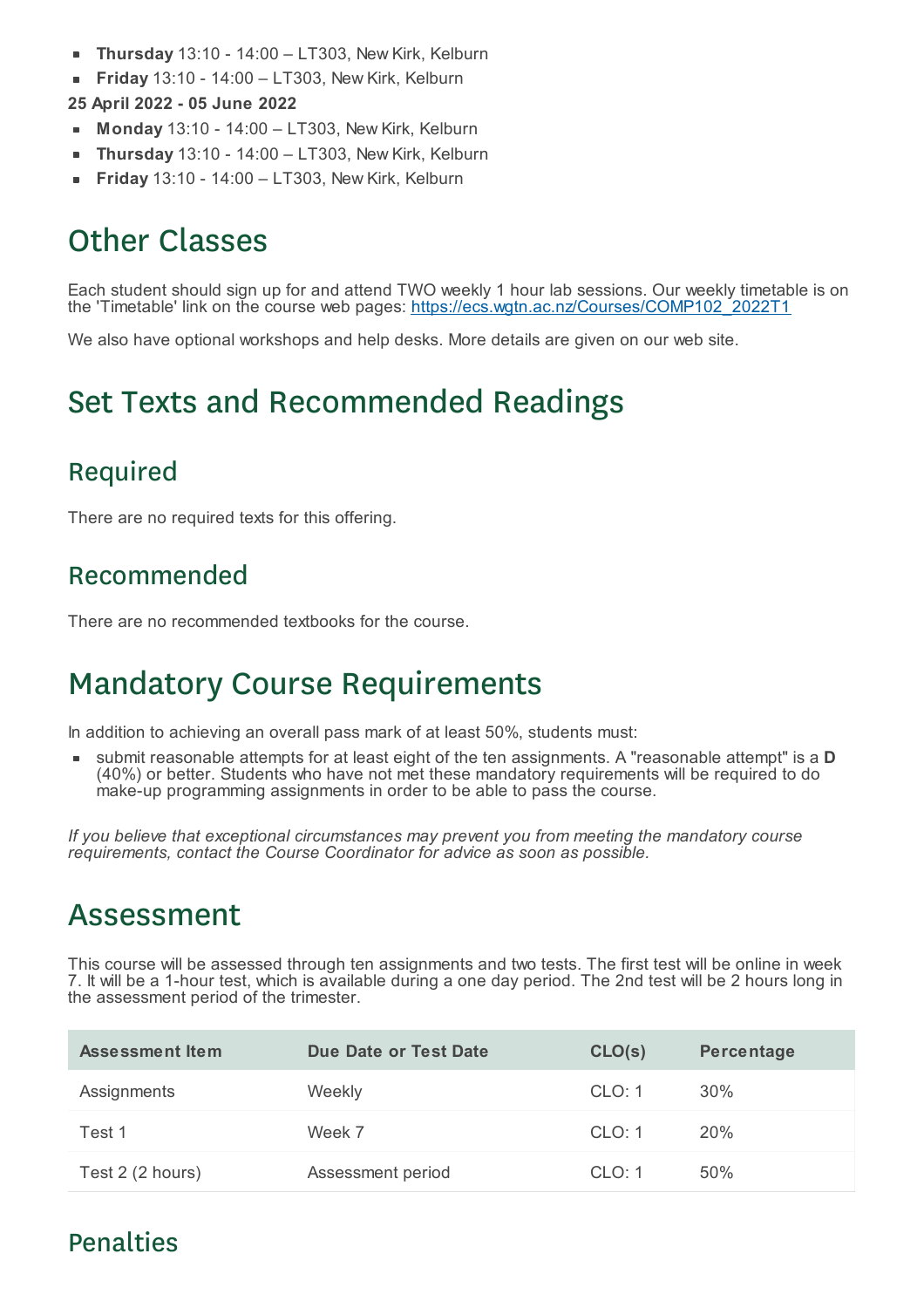- **Thursday** 13:10 - 14:00 – LT303, New Kirk, Kelburn
- **Friday** 13:10 - 14:00 – LT303, New Kirk, Kelburn

**25 April 2022 - 05 June 2022**

- **Monday** 13:10 - 14:00 – LT303, New Kirk, Kelburn
- **Thursday** 13:10 - 14:00 – LT303, New Kirk, Kelburn
- **Friday** 13:10 - 14:00 – LT303, New Kirk, Kelburn

# Other Classes

Each student should sign up for and attend TWO weekly 1 hour lab sessions. Our weekly timetable is on the 'Timetable' link on the course web pages: https://ecs.wgtn.ac.nz/Courses/COMP102_2022T1

We also have optional workshops and help desks. More details are given on our web site.

# Set Texts and Recommended Readings

## Required

There are no required texts for this offering.

## Recommended

There are no recommended textbooks for the course.

# Mandatory Course Requirements

In addition to achieving an overall pass mark of at least 50%, students must:

- submit reasonable attempts for at least eight of the ten assignments. A "reasonable attempt" is a **D** (40%) or better. Students who have not met these mandatory requirements will be required to do make-up programming assignments in order to be able to pass the course.

*If you believe that exceptional circumstances may prevent you from meeting the mandatory course requirements, contact the Course Coordinator for advice as soon as possible.*

# Assessment

This course will be assessed through ten assignments and two tests. The first test will be online in week 7. It will be a 1-hour test, which is available during a one day period. The 2nd test will be 2 hours long in the assessment period of the trimester.

| Assessment Item | Due Date or Test Date | CLO(s) | Percentage |
|---|---|---|---|
| Assignments | Weekly | CLO: 1 | 30% |
| Test 1 | Week 7 | CLO: 1 | 20% |
| Test 2 (2 hours) | Assessment period | CLO: 1 | 50% |

## Penalties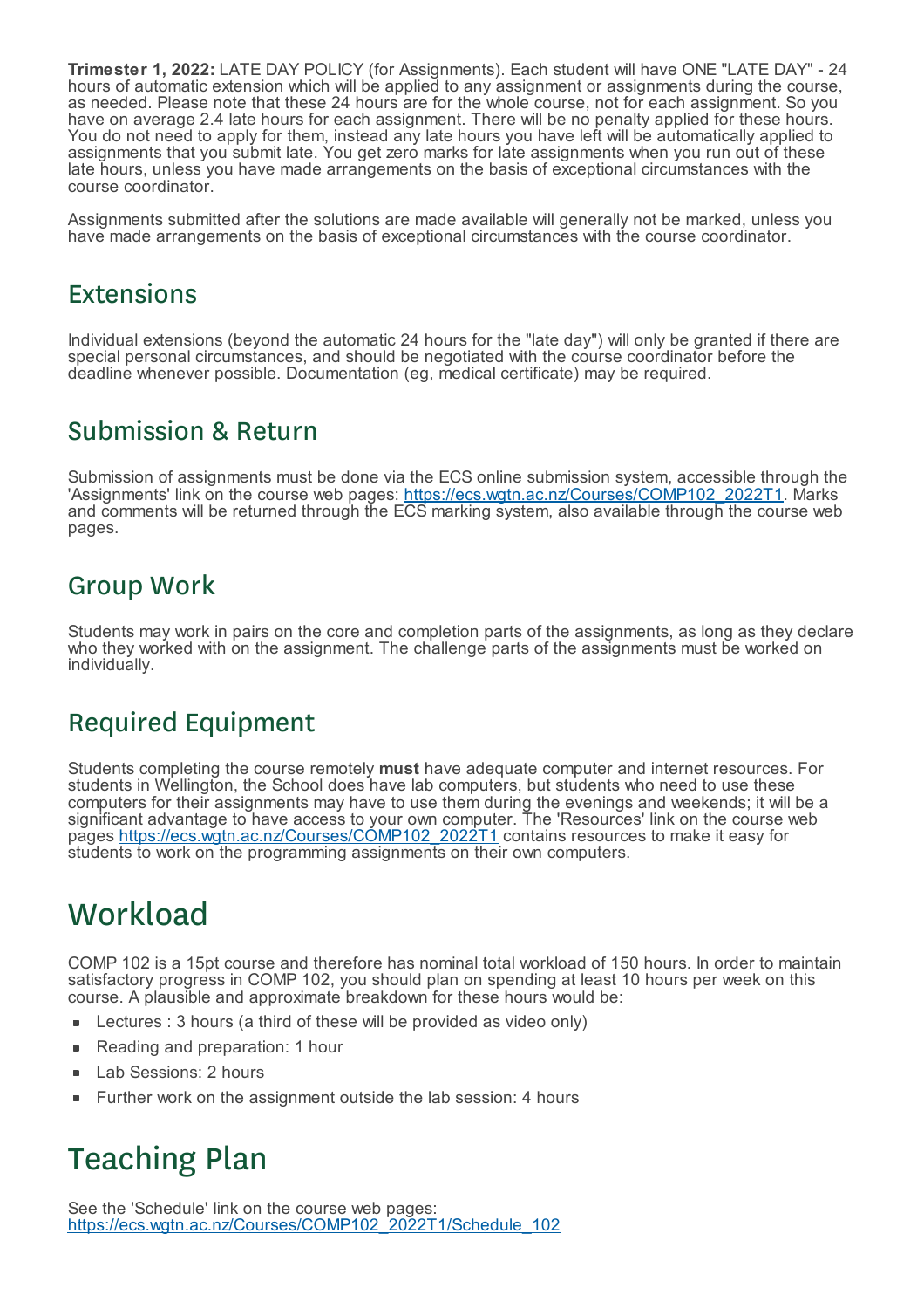**Trimester 1, 2022:** LATE DAY POLICY (for Assignments). Each student will have ONE "LATE DAY" - 24 hours of automatic extension which will be applied to any assignment or assignments during the course, as needed. Please note that these 24 hours are for the whole course, not for each assignment. So you have on average 2.4 late hours for each assignment. There will be no penalty applied for these hours. You do not need to apply for them, instead any late hours you have left will be automatically applied to assignments that you submit late. You get zero marks for late assignments when you run out of these late hours, unless you have made arrangements on the basis of exceptional circumstances with the course coordinator.

Assignments submitted after the solutions are made available will generally not be marked, unless you have made arrangements on the basis of exceptional circumstances with the course coordinator.

## Extensions

Individual extensions (beyond the automatic 24 hours for the "late day") will only be granted if there are special personal circumstances, and should be negotiated with the course coordinator before the deadline whenever possible. Documentation (eg, medical certificate) may be required.

## Submission & Return

Submission of assignments must be done via the ECS online submission system, accessible through the 'Assignments' link on the course web pages: https://ecs.wgtn.ac.nz/Courses/COMP102_2022T1. Marks and comments will be returned through the ECS marking system, also available through the course web pages.

## Group Work

Students may work in pairs on the core and completion parts of the assignments, as long as they declare who they worked with on the assignment. The challenge parts of the assignments must be worked on individually.

## Required Equipment

Students completing the course remotely **must** have adequate computer and internet resources. For students in Wellington, the School does have lab computers, but students who need to use these computers for their assignments may have to use them during the evenings and weekends; it will be a significant advantage to have access to your own computer. The 'Resources' link on the course web pages https://ecs.wgtn.ac.nz/Courses/COMP102_2022T1 contains resources to make it easy for students to work on the programming assignments on their own computers.

# Workload

COMP 102 is a 15pt course and therefore has nominal total workload of 150 hours. In order to maintain satisfactory progress in COMP 102, you should plan on spending at least 10 hours per week on this course. A plausible and approximate breakdown for these hours would be:

- Lectures : 3 hours (a third of these will be provided as video only)
- Reading and preparation: 1 hour
- Lab Sessions: 2 hours
- Further work on the assignment outside the lab session: 4 hours

# Teaching Plan

See the 'Schedule' link on the course web pages:
https://ecs.wgtn.ac.nz/Courses/COMP102_2022T1/Schedule_102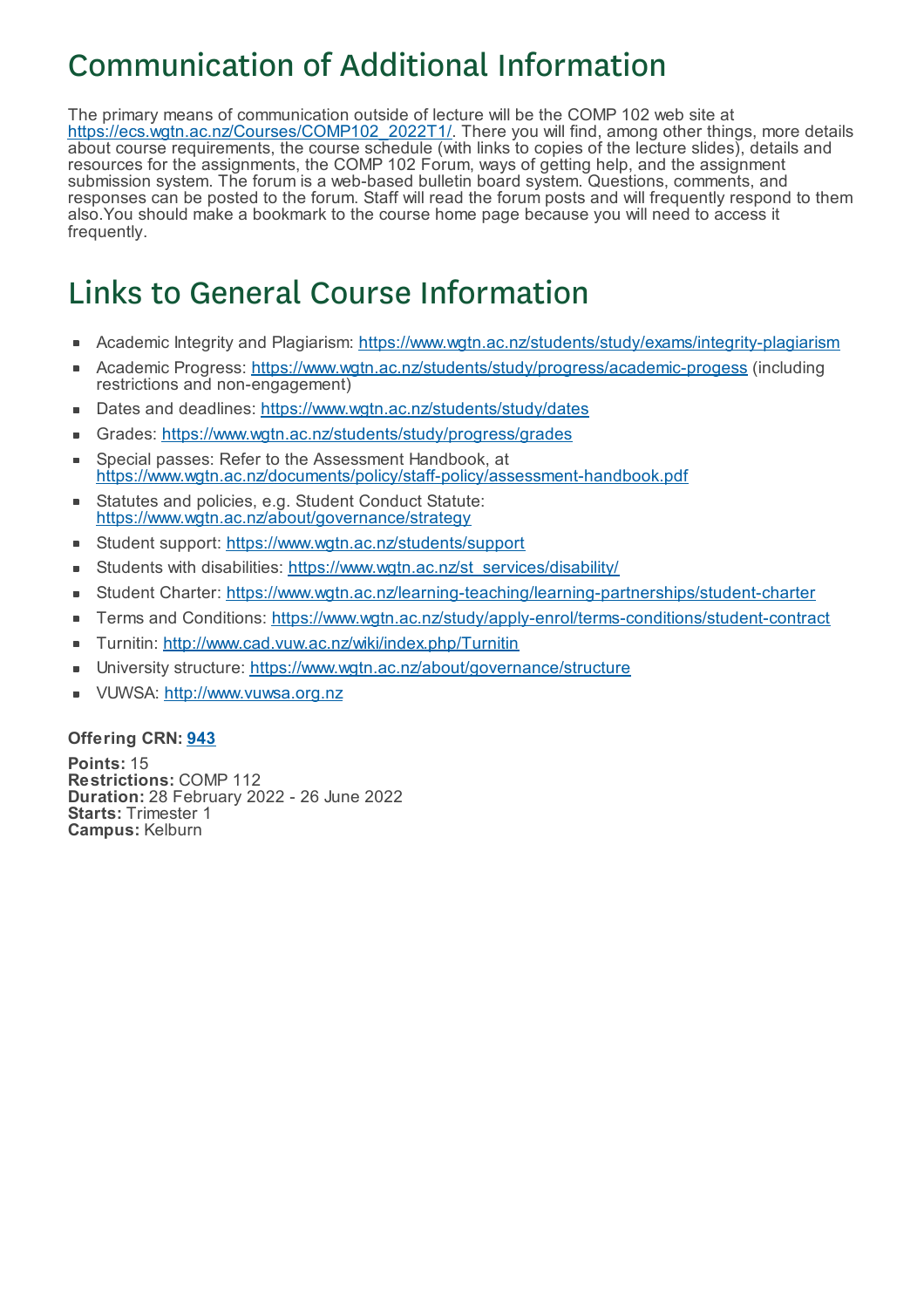# Communication of Additional Information

The primary means of communication outside of lecture will be the COMP 102 web site at https://ecs.wgtn.ac.nz/Courses/COMP102_2022T1/. There you will find, among other things, more details about course requirements, the course schedule (with links to copies of the lecture slides), details and resources for the assignments, the COMP 102 Forum, ways of getting help, and the assignment submission system. The forum is a web-based bulletin board system. Questions, comments, and responses can be posted to the forum. Staff will read the forum posts and will frequently respond to them also.You should make a bookmark to the course home page because you will need to access it frequently.

# Links to General Course Information

- Academic Integrity and Plagiarism: https://www.wgtn.ac.nz/students/study/exams/integrity-plagiarism
- Academic Progress: https://www.wgtn.ac.nz/students/study/progress/academic-progess (including restrictions and non-engagement)
- Dates and deadlines: https://www.wgtn.ac.nz/students/study/dates
- Grades: https://www.wgtn.ac.nz/students/study/progress/grades
- Special passes: Refer to the Assessment Handbook, at https://www.wgtn.ac.nz/documents/policy/staff-policy/assessment-handbook.pdf
- Statutes and policies, e.g. Student Conduct Statute: https://www.wgtn.ac.nz/about/governance/strategy
- Student support: https://www.wgtn.ac.nz/students/support
- Students with disabilities: https://www.wgtn.ac.nz/st_services/disability/
- Student Charter: https://www.wgtn.ac.nz/learning-teaching/learning-partnerships/student-charter
- Terms and Conditions: https://www.wgtn.ac.nz/study/apply-enrol/terms-conditions/student-contract
- Turnitin: http://www.cad.vuw.ac.nz/wiki/index.php/Turnitin
- University structure: https://www.wgtn.ac.nz/about/governance/structure
- VUWSA: http://www.vuwsa.org.nz

**Offering CRN: 943**

**Points:** 15
**Restrictions:** COMP 112
**Duration:** 28 February 2022 - 26 June 2022
**Starts:** Trimester 1
**Campus:** Kelburn